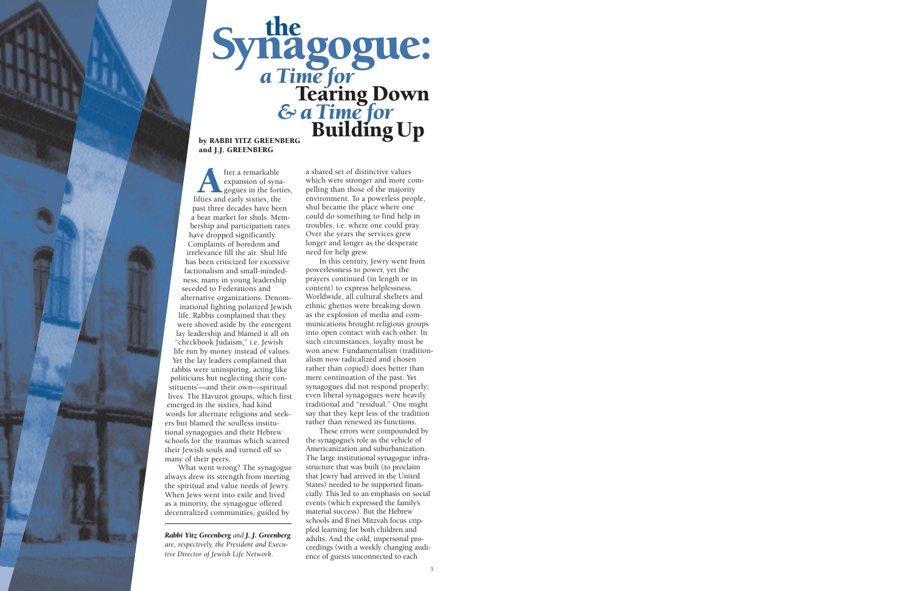# the Synagogue: *a Time for* Tearing Down *& a Time for* Building Up

**by RABBI YITZ GREENBERG and J.J. GREENBERG**

After a remarkable expansion of synagogues in the forties, fifties and early sixties, the past three decades have been a bear market for shuls. Membership and participation rates have dropped significantly. Complaints of boredom and irrelevance fill the air. Shul life has been criticized for excessive factionalism and small-mindedness; many in young leadership seceded to Federations and alternative organizations. Denominational fighting polarized Jewish life. Rabbis complained that they were shoved aside by the emergent lay leadership and blamed it all on "checkbook Judaism," i.e. Jewish life run by money instead of values. Yet the lay leaders complained that rabbis were uninspiring, acting like politicians but neglecting their constituents'—and their own—spiritual lives. The Havurot groups, which first emerged in the sixties, had kind words for alternate religions and seekers but blamed the soulless institutional synagogues and their Hebrew schools for the traumas which scarred their Jewish souls and turned off so many of their peers.

What went wrong? The synagogue always drew its strength from meeting the spiritual and value needs of Jewry. When Jews went into exile and lived as a minority, the synagogue offered decentralized communities, guided by a shared set of distinctive values which were stronger and more compelling than those of the majority environment. To a powerless people, shul became the place where one could do something to find help in troubles, i.e. where one could pray. Over the years the services grew longer and longer as the desperate need for help grew.

In this century, Jewry went from powerlessness to power, yet the prayers continued (in length or in content) to express helplessness. Worldwide, all cultural shelters and ethnic ghettos were breaking down as the explosion of media and communications brought religious groups into open contact with each other. In such circumstances, loyalty must be won anew. Fundamentalism (traditionalism now radicalized and chosen rather than copied) does better than mere continuation of the past. Yet synagogues did not respond properly; even liberal synagogues were heavily traditional and "residual." One might say that they kept less of the tradition rather than renewed its functions.

These errors were compounded by the synagogue's role as the vehicle of Americanization and suburbanization. The large institutional synagogue infrastructure that was built (to proclaim that Jewry had arrived in the United States) needed to be supported financially. This led to an emphasis on social events (which expressed the family's material success). But the Hebrew schools and B'nei Mitzvah focus crippled learning for both children and adults. And the cold, impersonal proceedings (with a weekly changing audience of guests unconnected to each

---

***Rabbi Yitz Greenberg** and **J. J. Greenberg** are, respectively, the President and Executive Director of Jewish Life Network.*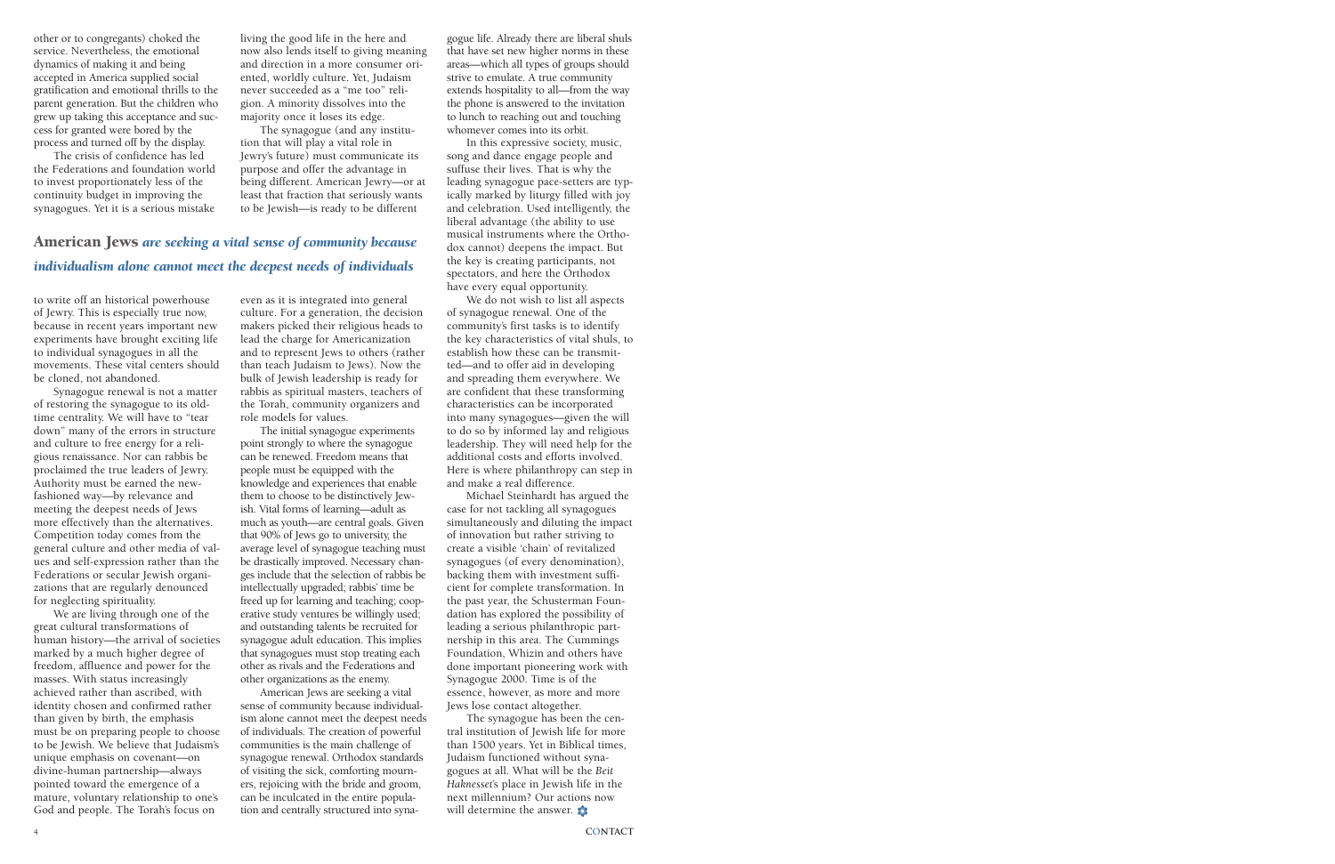other or to congregants) choked the service. Nevertheless, the emotional dynamics of making it and being accepted in America supplied social gratification and emotional thrills to the parent generation. But the children who grew up taking this acceptance and success for granted were bored by the process and turned off by the display.

The crisis of confidence has led the Federations and foundation world to invest proportionately less of the continuity budget in improving the synagogues. Yet it is a serious mistake to write off an historical powerhouse of Jewry. This is especially true now, because in recent years important new experiments have brought exciting life to individual synagogues in all the movements. These vital centers should be cloned, not abandoned.

Synagogue renewal is not a matter of restoring the synagogue to its old-time centrality. We will have to "tear down" many of the errors in structure and culture to free energy for a religious renaissance. Nor can rabbis be proclaimed the true leaders of Jewry. Authority must be earned the new-fashioned way—by relevance and meeting the deepest needs of Jews more effectively than the alternatives. Competition today comes from the general culture and other media of values and self-expression rather than the Federations or secular Jewish organizations that are regularly denounced for neglecting spirituality.

We are living through one of the great cultural transformations of human history—the arrival of societies marked by a much higher degree of freedom, affluence and power for the masses. With status increasingly achieved rather than ascribed, with identity chosen and confirmed rather than given by birth, the emphasis must be on preparing people to choose to be Jewish. We believe that Judaism's unique emphasis on covenant—on divine-human partnership—always pointed toward the emergence of a mature, voluntary relationship to one's God and people. The Torah's focus on living the good life in the here and now also lends itself to giving meaning and direction in a more consumer oriented, worldly culture. Yet, Judaism never succeeded as a "me too" religion. A minority dissolves into the majority once it loses its edge.

The synagogue (and any institution that will play a vital role in Jewry's future) must communicate its purpose and offer the advantage in being different. American Jewry—or at least that fraction that seriously wants to be Jewish—is ready to be different even as it is integrated into general culture. For a generation, the decision makers picked their religious heads to lead the charge for Americanization and to represent Jews to others (rather than teach Judaism to Jews). Now the bulk of Jewish leadership is ready for rabbis as spiritual masters, teachers of the Torah, community organizers and role models for values.

## American Jews *are seeking a vital sense of community because individualism alone cannot meet the deepest needs of individuals*

The initial synagogue experiments point strongly to where the synagogue can be renewed. Freedom means that people must be equipped with the knowledge and experiences that enable them to choose to be distinctively Jewish. Vital forms of learning—adult as much as youth—are central goals. Given that 90% of Jews go to university, the average level of synagogue teaching must be drastically improved. Necessary changes include that the selection of rabbis be intellectually upgraded; rabbis' time be freed up for learning and teaching; cooperative study ventures be willingly used; and outstanding talents be recruited for synagogue adult education. This implies that synagogues must stop treating each other as rivals and the Federations and other organizations as the enemy.

American Jews are seeking a vital sense of community because individualism alone cannot meet the deepest needs of individuals. The creation of powerful communities is the main challenge of synagogue renewal. Orthodox standards of visiting the sick, comforting mourners, rejoicing with the bride and groom, can be inculcated in the entire population and centrally structured into synagogue life. Already there are liberal shuls that have set new higher norms in these areas—which all types of groups should strive to emulate. A true community extends hospitality to all—from the way the phone is answered to the invitation to lunch to reaching out and touching whomever comes into its orbit.

In this expressive society, music, song and dance engage people and suffuse their lives. That is why the leading synagogue pace-setters are typically marked by liturgy filled with joy and celebration. Used intelligently, the liberal advantage (the ability to use musical instruments where the Orthodox cannot) deepens the impact. But the key is creating participants, not spectators, and here the Orthodox have every equal opportunity.

We do not wish to list all aspects of synagogue renewal. One of the community's first tasks is to identify the key characteristics of vital shuls, to establish how these can be transmitted—and to offer aid in developing and spreading them everywhere. We are confident that these transforming characteristics can be incorporated into many synagogues—given the will to do so by informed lay and religious leadership. They will need help for the additional costs and efforts involved. Here is where philanthropy can step in and make a real difference.

Michael Steinhardt has argued the case for not tackling all synagogues simultaneously and diluting the impact of innovation but rather striving to create a visible 'chain' of revitalized synagogues (of every denomination), backing them with investment sufficient for complete transformation. In the past year, the Schusterman Foundation has explored the possibility of leading a serious philanthropic partnership in this area. The Cummings Foundation, Whizin and others have done important pioneering work with Synagogue 2000. Time is of the essence, however, as more and more Jews lose contact altogether.

The synagogue has been the central institution of Jewish life for more than 1500 years. Yet in Biblical times, Judaism functioned without synagogues at all. What will be the *Beit Haknesset*'s place in Jewish life in the next millennium? Our actions now will determine the answer.